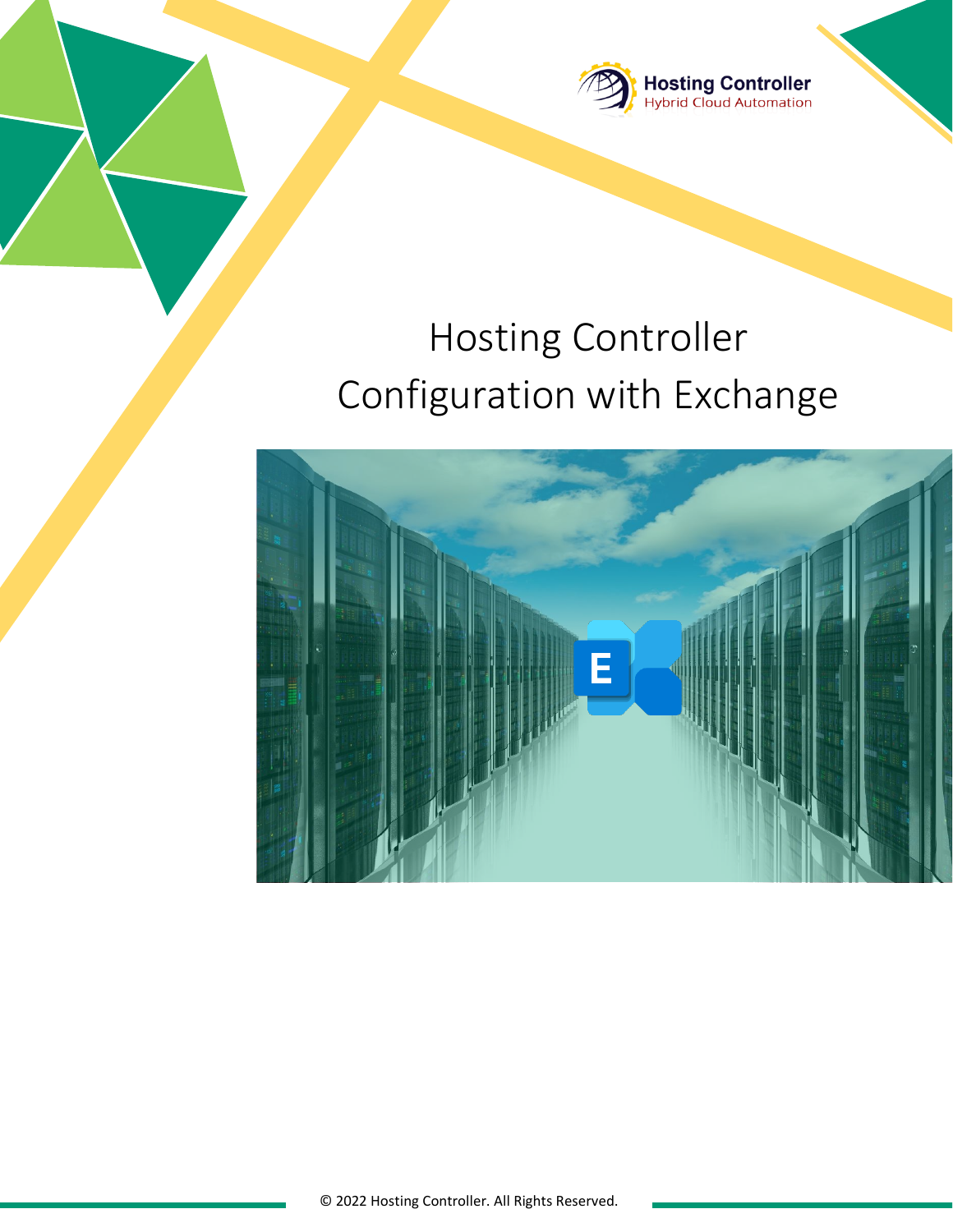Hosting Controller
Hybrid Cloud Automation

# Hosting Controller Configuration with Exchange

© 2022 Hosting Controller. All Rights Reserved.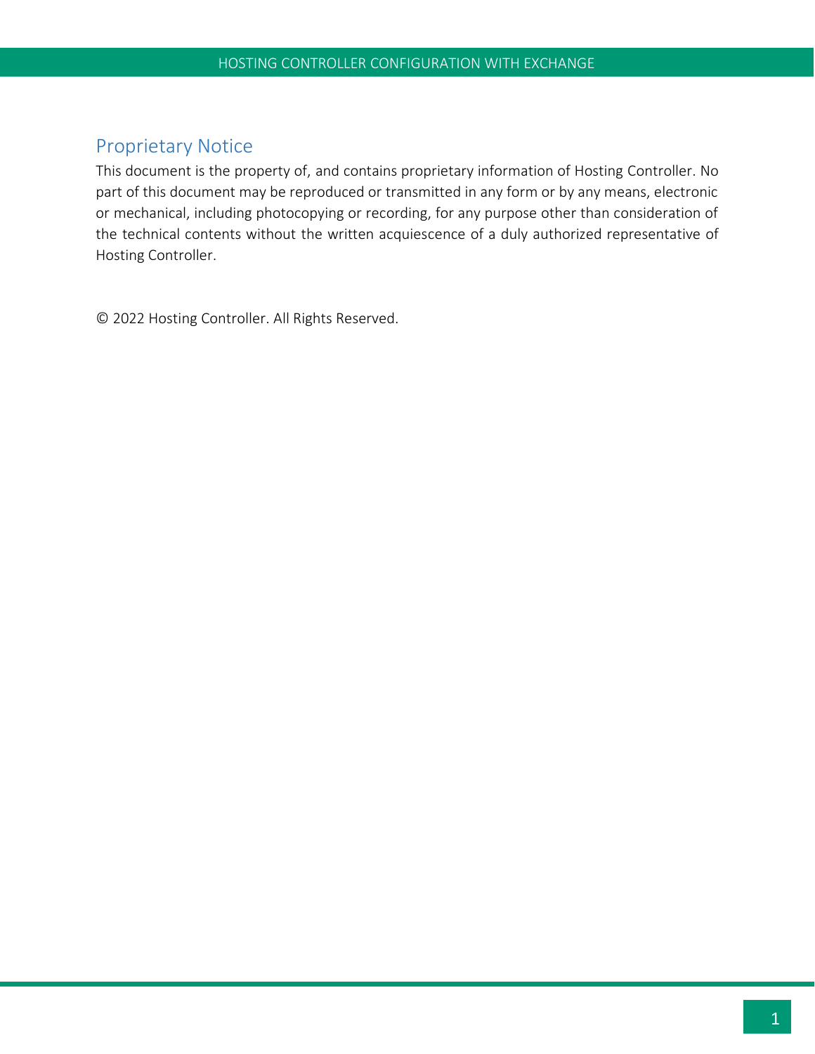## Proprietary Notice

This document is the property of, and contains proprietary information of Hosting Controller. No part of this document may be reproduced or transmitted in any form or by any means, electronic or mechanical, including photocopying or recording, for any purpose other than consideration of the technical contents without the written acquiescence of a duly authorized representative of Hosting Controller.

© 2022 Hosting Controller. All Rights Reserved.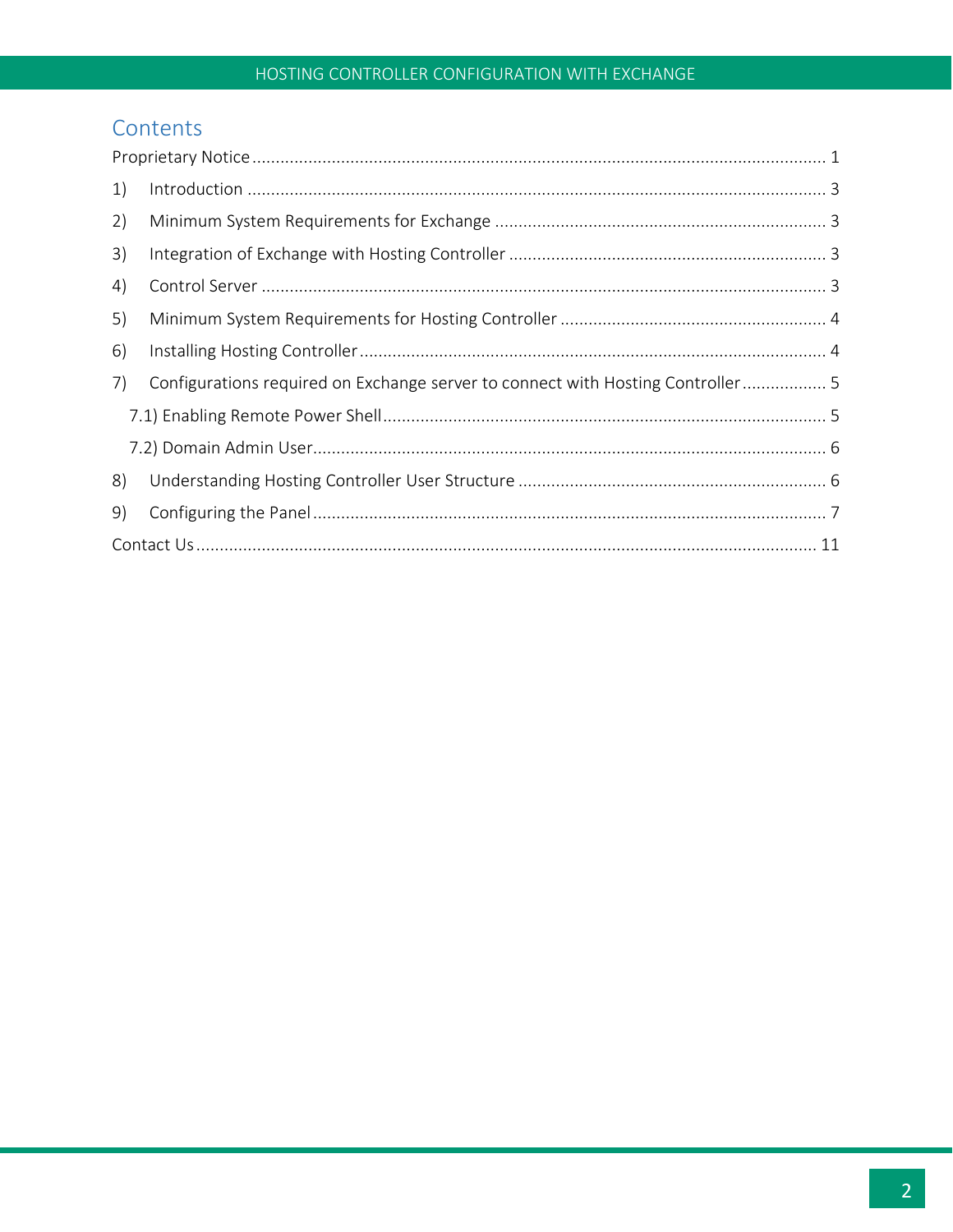# Contents

Proprietary Notice ........................................................................................................................... 1

1) Introduction ............................................................................................................................ 3

2) Minimum System Requirements for Exchange ........................................................................ 3

3) Integration of Exchange with Hosting Controller ..................................................................... 3

4) Control Server ......................................................................................................................... 3

5) Minimum System Requirements for Hosting Controller .......................................................... 4

6) Installing Hosting Controller .................................................................................................... 4

7) Configurations required on Exchange server to connect with Hosting Controller .................. 5

7.1) Enabling Remote Power Shell ............................................................................................... 5

7.2) Domain Admin User .............................................................................................................. 6

8) Understanding Hosting Controller User Structure .................................................................. 6

9) Configuring the Panel .............................................................................................................. 7

Contact Us ..................................................................................................................................... 11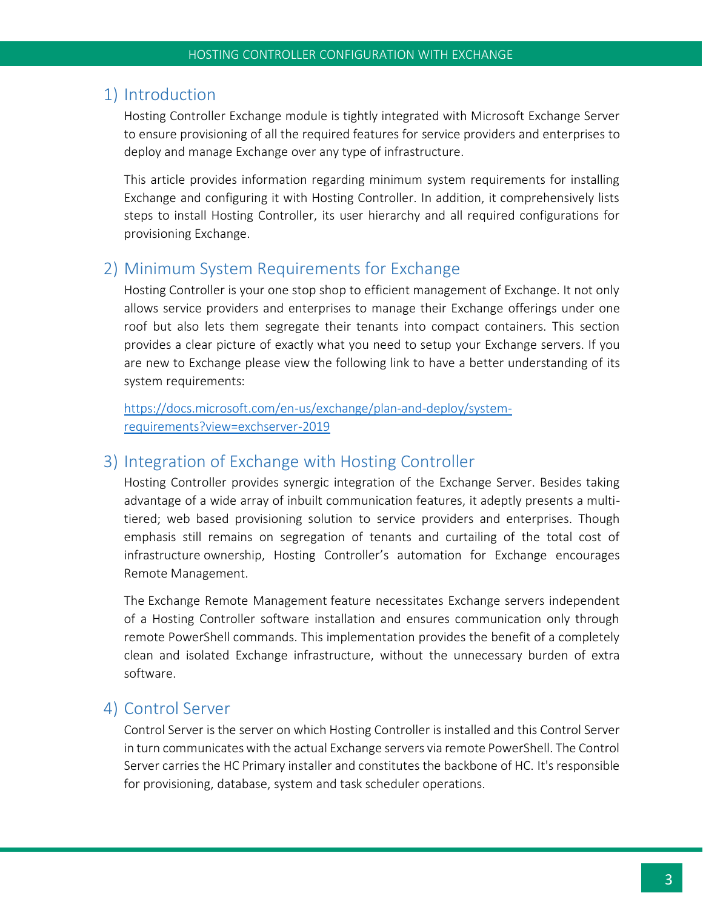## 1) Introduction

Hosting Controller Exchange module is tightly integrated with Microsoft Exchange Server to ensure provisioning of all the required features for service providers and enterprises to deploy and manage Exchange over any type of infrastructure.

This article provides information regarding minimum system requirements for installing Exchange and configuring it with Hosting Controller. In addition, it comprehensively lists steps to install Hosting Controller, its user hierarchy and all required configurations for provisioning Exchange.

## 2) Minimum System Requirements for Exchange

Hosting Controller is your one stop shop to efficient management of Exchange. It not only allows service providers and enterprises to manage their Exchange offerings under one roof but also lets them segregate their tenants into compact containers. This section provides a clear picture of exactly what you need to setup your Exchange servers. If you are new to Exchange please view the following link to have a better understanding of its system requirements:

[https://docs.microsoft.com/en-us/exchange/plan-and-deploy/system-requirements?view=exchserver-2019](https://docs.microsoft.com/en-us/exchange/plan-and-deploy/system-requirements?view=exchserver-2019)

## 3) Integration of Exchange with Hosting Controller

Hosting Controller provides synergic integration of the Exchange Server. Besides taking advantage of a wide array of inbuilt communication features, it adeptly presents a multi-tiered; web based provisioning solution to service providers and enterprises. Though emphasis still remains on segregation of tenants and curtailing of the total cost of infrastructure ownership, Hosting Controller's automation for Exchange encourages Remote Management.

The Exchange Remote Management feature necessitates Exchange servers independent of a Hosting Controller software installation and ensures communication only through remote PowerShell commands. This implementation provides the benefit of a completely clean and isolated Exchange infrastructure, without the unnecessary burden of extra software.

## 4) Control Server

Control Server is the server on which Hosting Controller is installed and this Control Server in turn communicates with the actual Exchange servers via remote PowerShell. The Control Server carries the HC Primary installer and constitutes the backbone of HC. It's responsible for provisioning, database, system and task scheduler operations.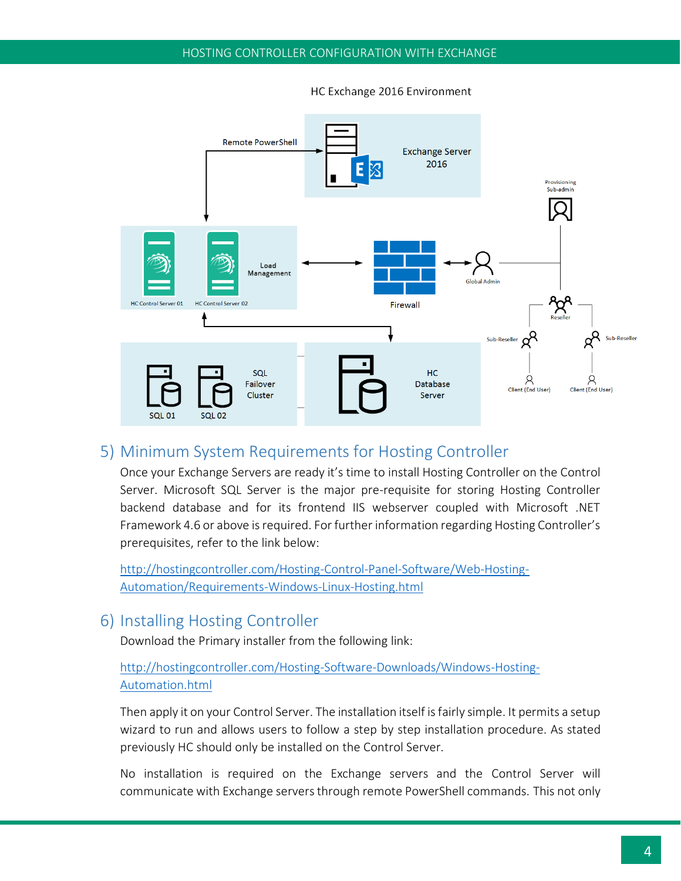HC Exchange 2016 Environment

Remote PowerShell

Exchange Server 2016

Provisioning Sub-admin

Load Management

HC Control Server 01

HC Control Server 02

Firewall

Global Admin

Reseller

Sub-Reseller

Sub-Reseller

Client (End User)

Client (End User)

SQL Failover Cluster

SQL 01

SQL 02

HC Database Server

## 5) Minimum System Requirements for Hosting Controller

Once your Exchange Servers are ready it's time to install Hosting Controller on the Control Server. Microsoft SQL Server is the major pre-requisite for storing Hosting Controller backend database and for its frontend IIS webserver coupled with Microsoft .NET Framework 4.6 or above is required. For further information regarding Hosting Controller's prerequisites, refer to the link below:

[http://hostingcontroller.com/Hosting-Control-Panel-Software/Web-Hosting-Automation/Requirements-Windows-Linux-Hosting.html](http://hostingcontroller.com/Hosting-Control-Panel-Software/Web-Hosting-Automation/Requirements-Windows-Linux-Hosting.html)

## 6) Installing Hosting Controller

Download the Primary installer from the following link:

[http://hostingcontroller.com/Hosting-Software-Downloads/Windows-Hosting-Automation.html](http://hostingcontroller.com/Hosting-Software-Downloads/Windows-Hosting-Automation.html)

Then apply it on your Control Server. The installation itself is fairly simple. It permits a setup wizard to run and allows users to follow a step by step installation procedure. As stated previously HC should only be installed on the Control Server.

No installation is required on the Exchange servers and the Control Server will communicate with Exchange servers through remote PowerShell commands. This not only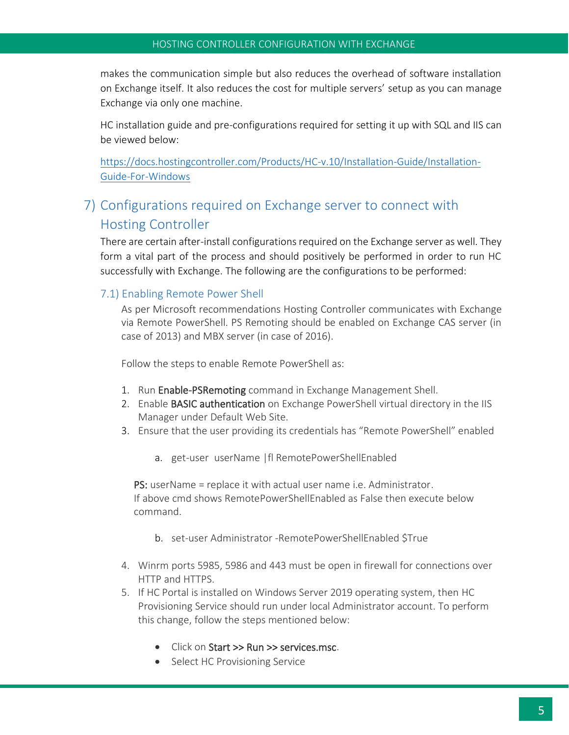makes the communication simple but also reduces the overhead of software installation on Exchange itself. It also reduces the cost for multiple servers' setup as you can manage Exchange via only one machine.

HC installation guide and pre-configurations required for setting it up with SQL and IIS can be viewed below:

[https://docs.hostingcontroller.com/Products/HC-v.10/Installation-Guide/Installation-Guide-For-Windows](https://docs.hostingcontroller.com/Products/HC-v.10/Installation-Guide/Installation-Guide-For-Windows)

## 7) Configurations required on Exchange server to connect with Hosting Controller

There are certain after-install configurations required on the Exchange server as well. They form a vital part of the process and should positively be performed in order to run HC successfully with Exchange. The following are the configurations to be performed:

### 7.1) Enabling Remote Power Shell

As per Microsoft recommendations Hosting Controller communicates with Exchange via Remote PowerShell. PS Remoting should be enabled on Exchange CAS server (in case of 2013) and MBX server (in case of 2016).

Follow the steps to enable Remote PowerShell as:

1. Run **Enable-PSRemoting** command in Exchange Management Shell.
2. Enable **BASIC authentication** on Exchange PowerShell virtual directory in the IIS Manager under Default Web Site.
3. Ensure that the user providing its credentials has "Remote PowerShell" enabled

    a. get-user userName |fl RemotePowerShellEnabled

   **PS:** userName = replace it with actual user name i.e. Administrator.
   If above cmd shows RemotePowerShellEnabled as False then execute below command.

    b. set-user Administrator -RemotePowerShellEnabled $True

4. Winrm ports 5985, 5986 and 443 must be open in firewall for connections over HTTP and HTTPS.
5. If HC Portal is installed on Windows Server 2019 operating system, then HC Provisioning Service should run under local Administrator account. To perform this change, follow the steps mentioned below:

    - Click on **Start >> Run >> services.msc**.
    - Select HC Provisioning Service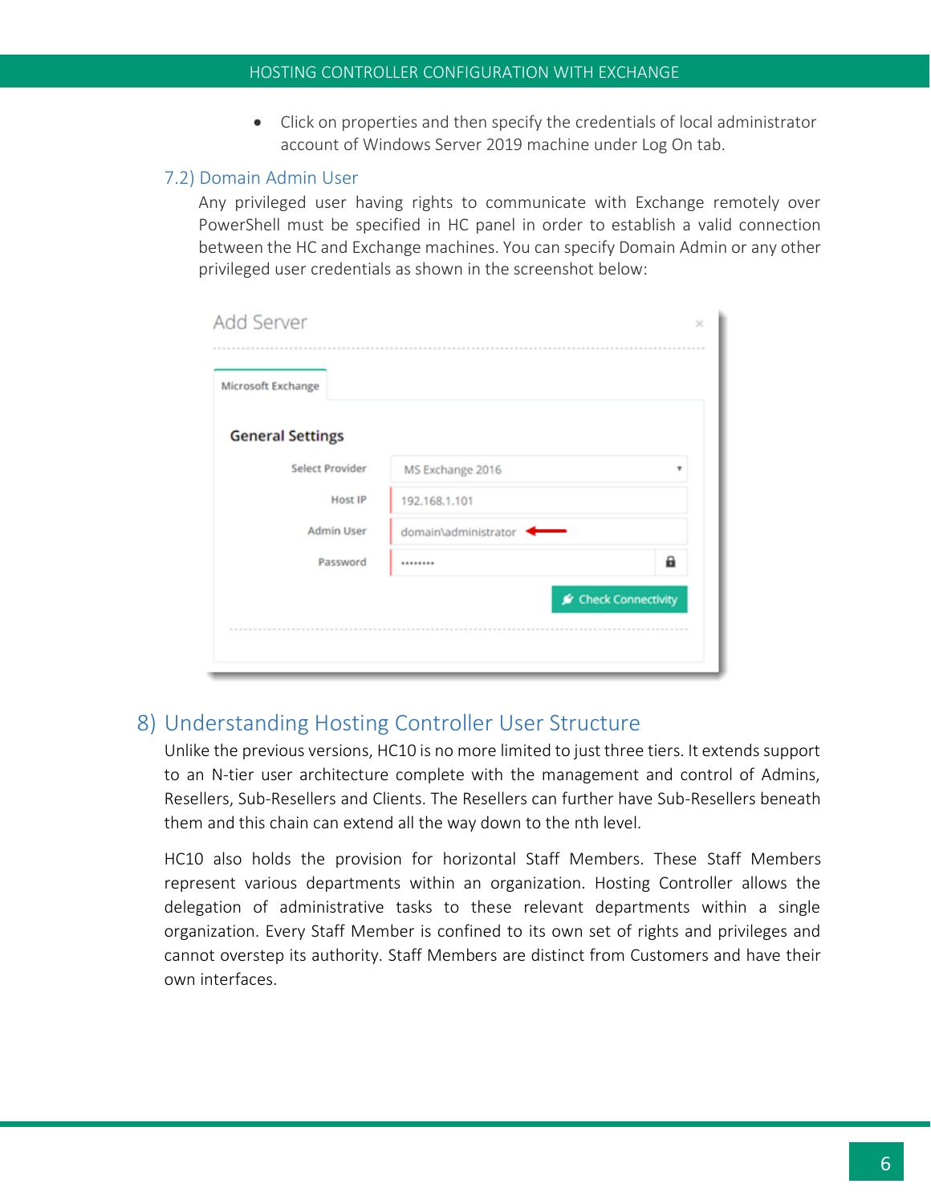- Click on properties and then specify the credentials of local administrator account of Windows Server 2019 machine under Log On tab.

### 7.2) Domain Admin User

Any privileged user having rights to communicate with Exchange remotely over PowerShell must be specified in HC panel in order to establish a valid connection between the HC and Exchange machines. You can specify Domain Admin or any other privileged user credentials as shown in the screenshot below:

## 8) Understanding Hosting Controller User Structure

Unlike the previous versions, HC10 is no more limited to just three tiers. It extends support to an N-tier user architecture complete with the management and control of Admins, Resellers, Sub-Resellers and Clients. The Resellers can further have Sub-Resellers beneath them and this chain can extend all the way down to the nth level.

HC10 also holds the provision for horizontal Staff Members. These Staff Members represent various departments within an organization. Hosting Controller allows the delegation of administrative tasks to these relevant departments within a single organization. Every Staff Member is confined to its own set of rights and privileges and cannot overstep its authority. Staff Members are distinct from Customers and have their own interfaces.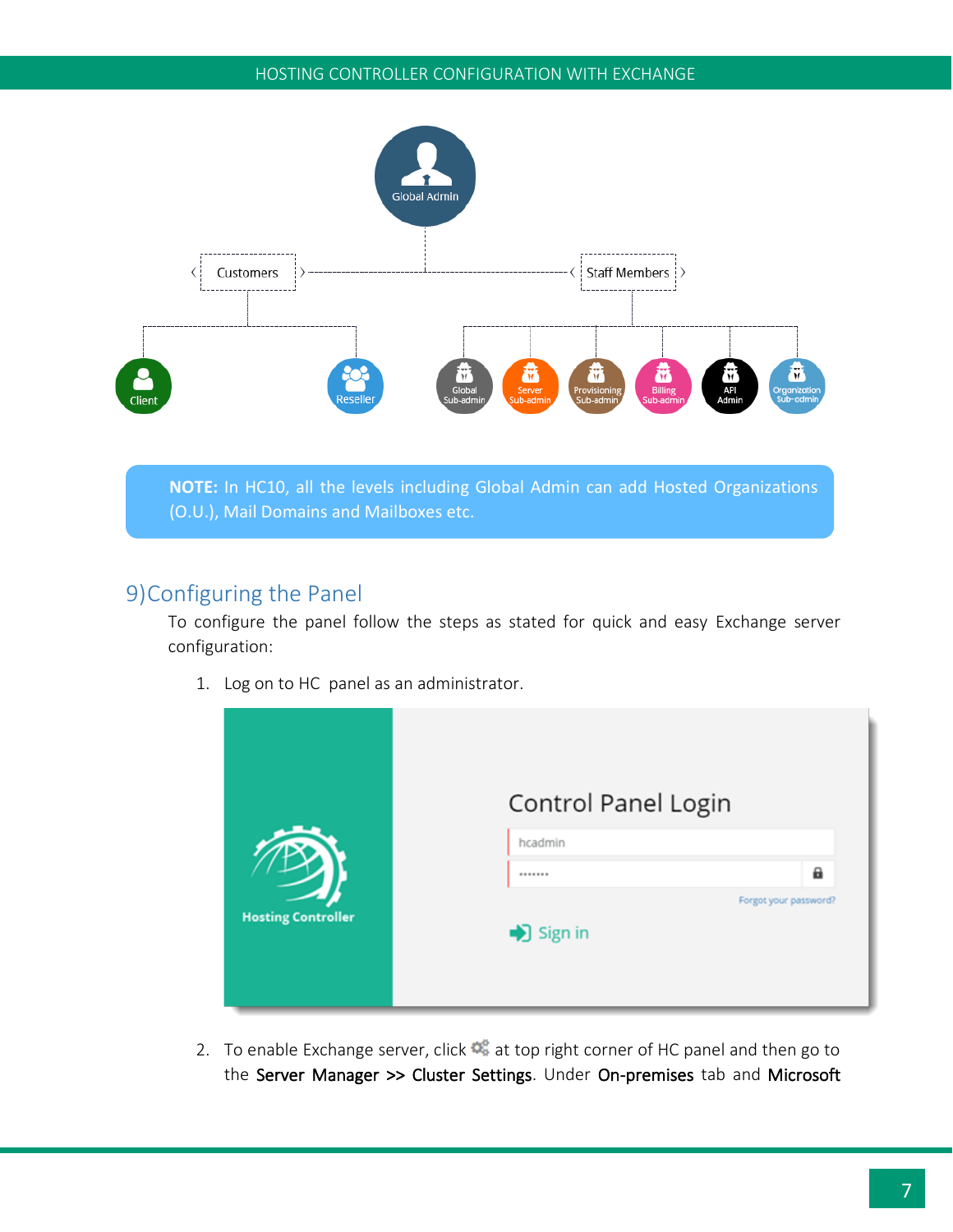**NOTE:** In HC10, all the levels including Global Admin can add Hosted Organizations (O.U.), Mail Domains and Mailboxes etc.

## 9) Configuring the Panel

To configure the panel follow the steps as stated for quick and easy Exchange server configuration:

1. Log on to HC panel as an administrator.

2. To enable Exchange server, click at top right corner of HC panel and then go to the **Server Manager >> Cluster Settings**. Under **On-premises** tab and **Microsoft**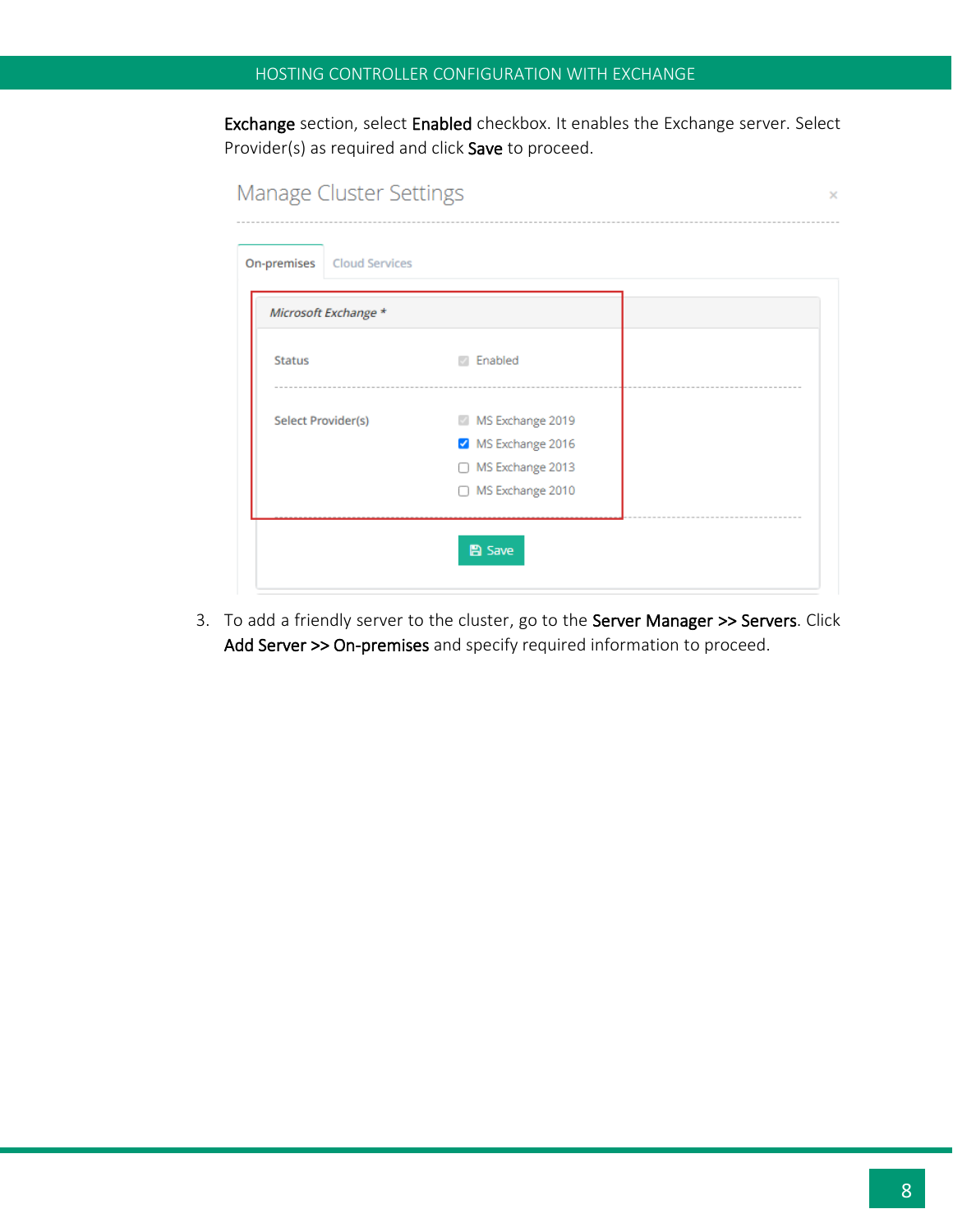**Exchange** section, select **Enabled** checkbox. It enables the Exchange server. Select Provider(s) as required and click **Save** to proceed.

Manage Cluster Settings

On-premises | Cloud Services

*Microsoft Exchange \**

Status — Enabled

Select Provider(s) — MS Exchange 2019, MS Exchange 2016, MS Exchange 2013, MS Exchange 2010

Save

3. To add a friendly server to the cluster, go to the **Server Manager >> Servers**. Click **Add Server >> On-premises** and specify required information to proceed.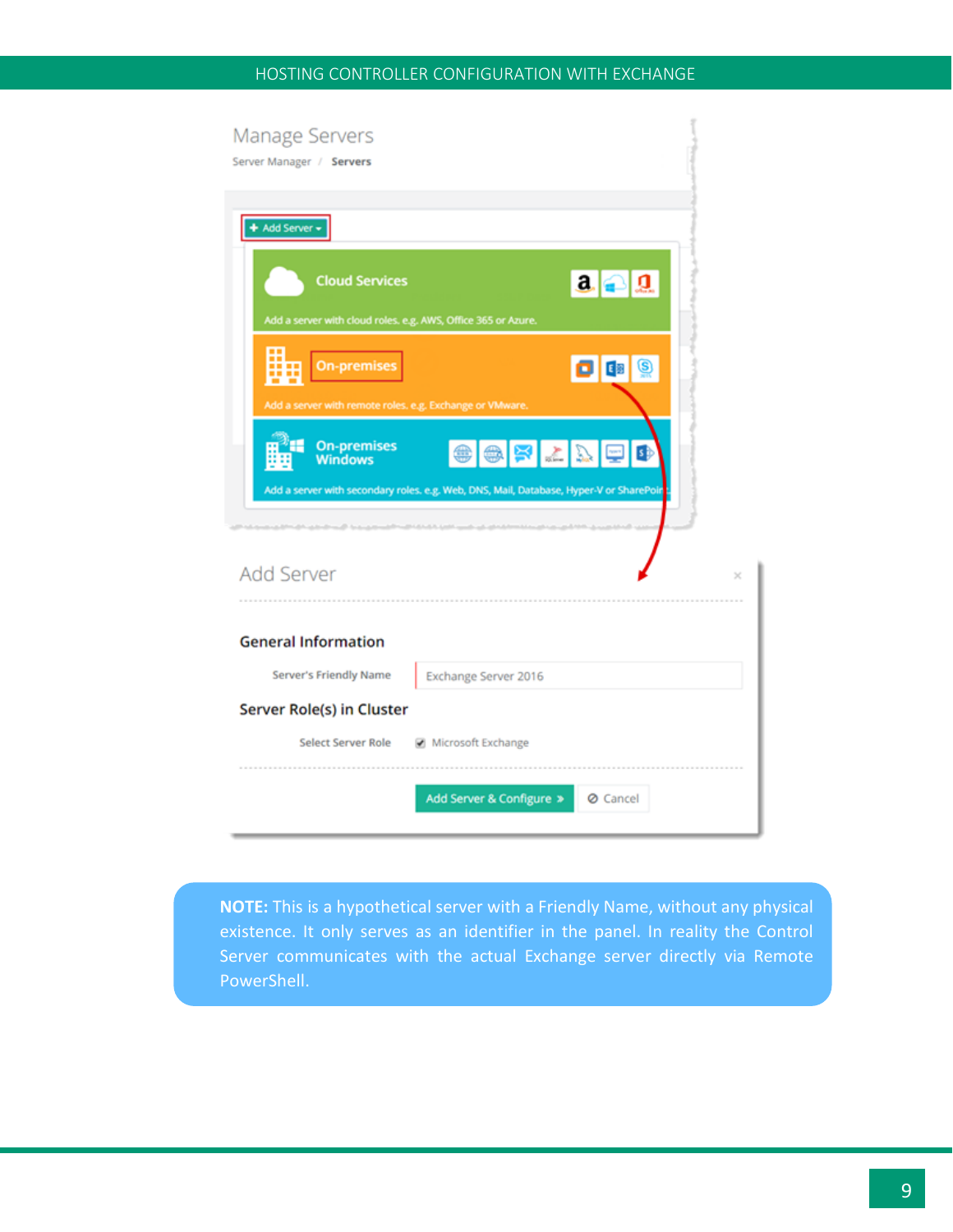**NOTE:** This is a hypothetical server with a Friendly Name, without any physical existence. It only serves as an identifier in the panel. In reality the Control Server communicates with the actual Exchange server directly via Remote PowerShell.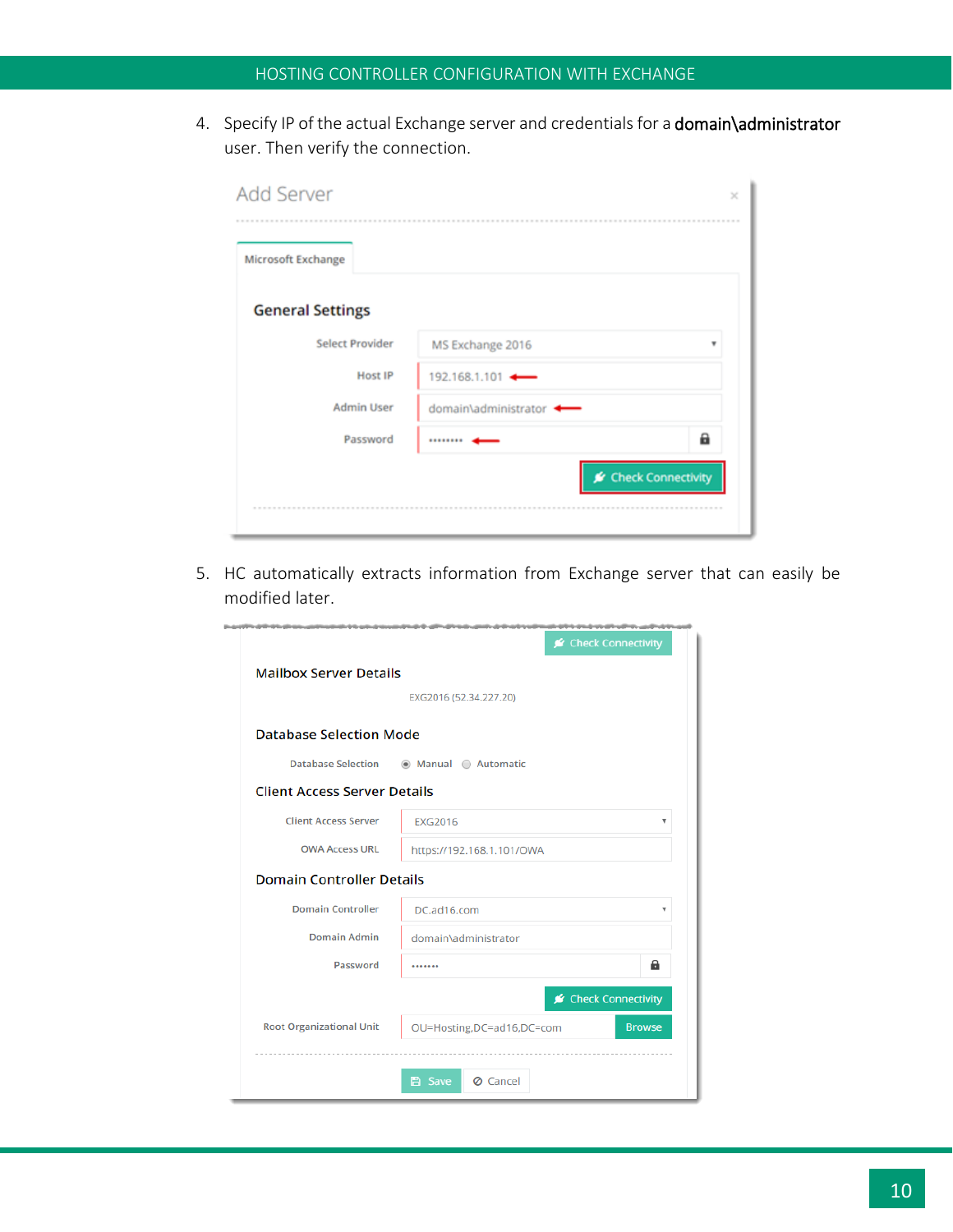4. Specify IP of the actual Exchange server and credentials for a **domain\administrator** user. Then verify the connection.

5. HC automatically extracts information from Exchange server that can easily be modified later.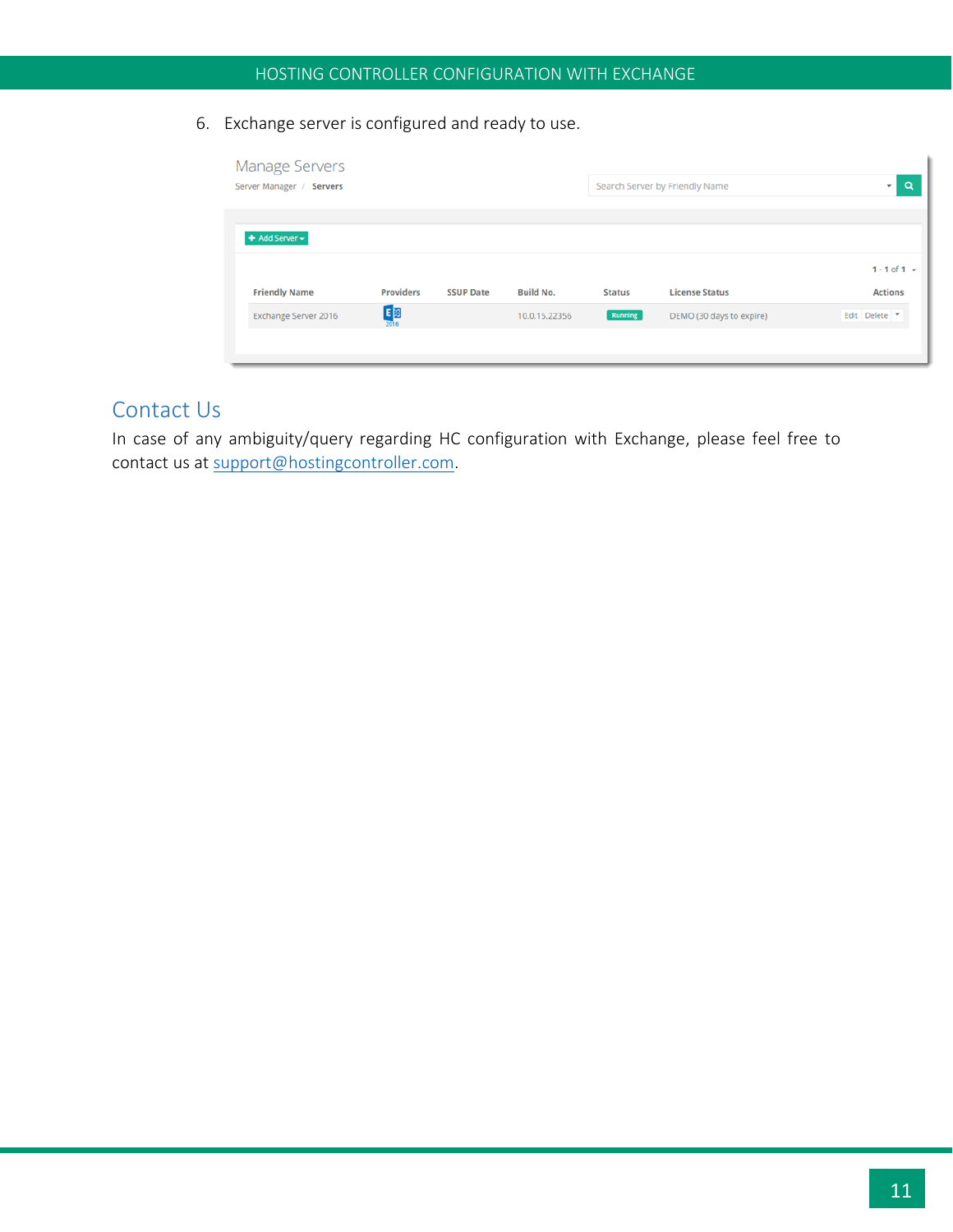6. Exchange server is configured and ready to use.

## Contact Us

In case of any ambiguity/query regarding HC configuration with Exchange, please feel free to contact us at support@hostingcontroller.com.